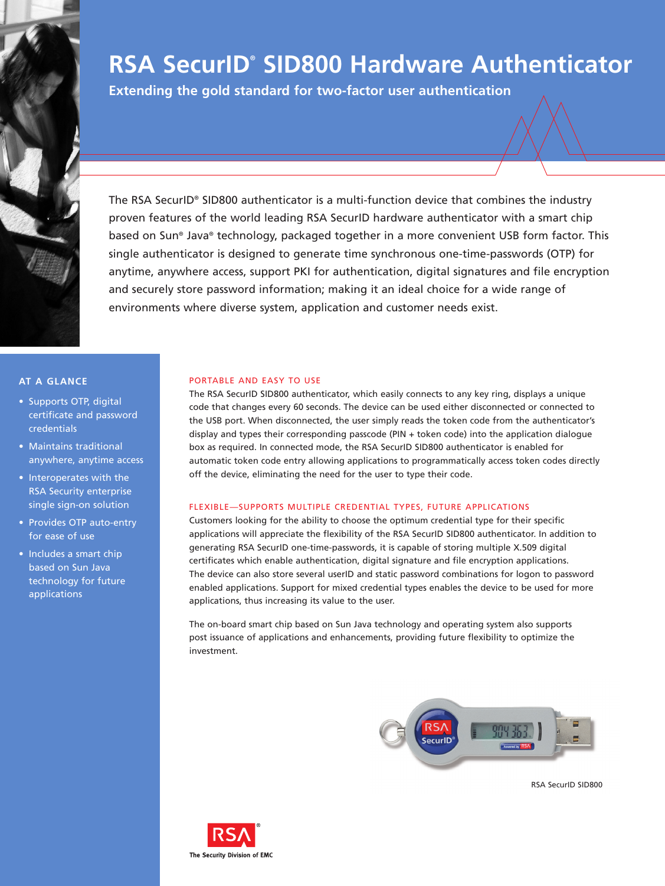# RSA SecurID® SID800 Hardware Authenticator

**Extending the gold standard for two-factor user authentication**

The RSA SecurID® SID800 authenticator is a multi-function device that combines the industry proven features of the world leading RSA SecurID hardware authenticator with a smart chip based on Sun® Java® technology, packaged together in a more convenient USB form factor. This single authenticator is designed to generate time synchronous one-time-passwords (OTP) for anytime, anywhere access, support PKI for authentication, digital signatures and file encryption and securely store password information; making it an ideal choice for a wide range of environments where diverse system, application and customer needs exist.

## AT A GLANCE

- Supports OTP, digital certificate and password credentials
- Maintains traditional anywhere, anytime access
- Interoperates with the RSA Security enterprise single sign-on solution
- Provides OTP auto-entry for ease of use
- Includes a smart chip based on Sun Java technology for future applications

## PORTABLE AND EASY TO USE

The RSA SecurID SID800 authenticator, which easily connects to any key ring, displays a unique code that changes every 60 seconds. The device can be used either disconnected or connected to the USB port. When disconnected, the user simply reads the token code from the authenticator's display and types their corresponding passcode (PIN + token code) into the application dialogue box as required. In connected mode, the RSA SecurID SID800 authenticator is enabled for automatic token code entry allowing applications to programmatically access token codes directly off the device, eliminating the need for the user to type their code.

## FLEXIBLE—SUPPORTS MULTIPLE CREDENTIAL TYPES, FUTURE APPLICATIONS

Customers looking for the ability to choose the optimum credential type for their specific applications will appreciate the flexibility of the RSA SecurID SID800 authenticator. In addition to generating RSA SecurID one-time-passwords, it is capable of storing multiple X.509 digital certificates which enable authentication, digital signature and file encryption applications. The device can also store several userID and static password combinations for logon to password enabled applications. Support for mixed credential types enables the device to be used for more applications, thus increasing its value to the user.

The on-board smart chip based on Sun Java technology and operating system also supports post issuance of applications and enhancements, providing future flexibility to optimize the investment.

RSA SecurID SID800

RSA® The Security Division of EMC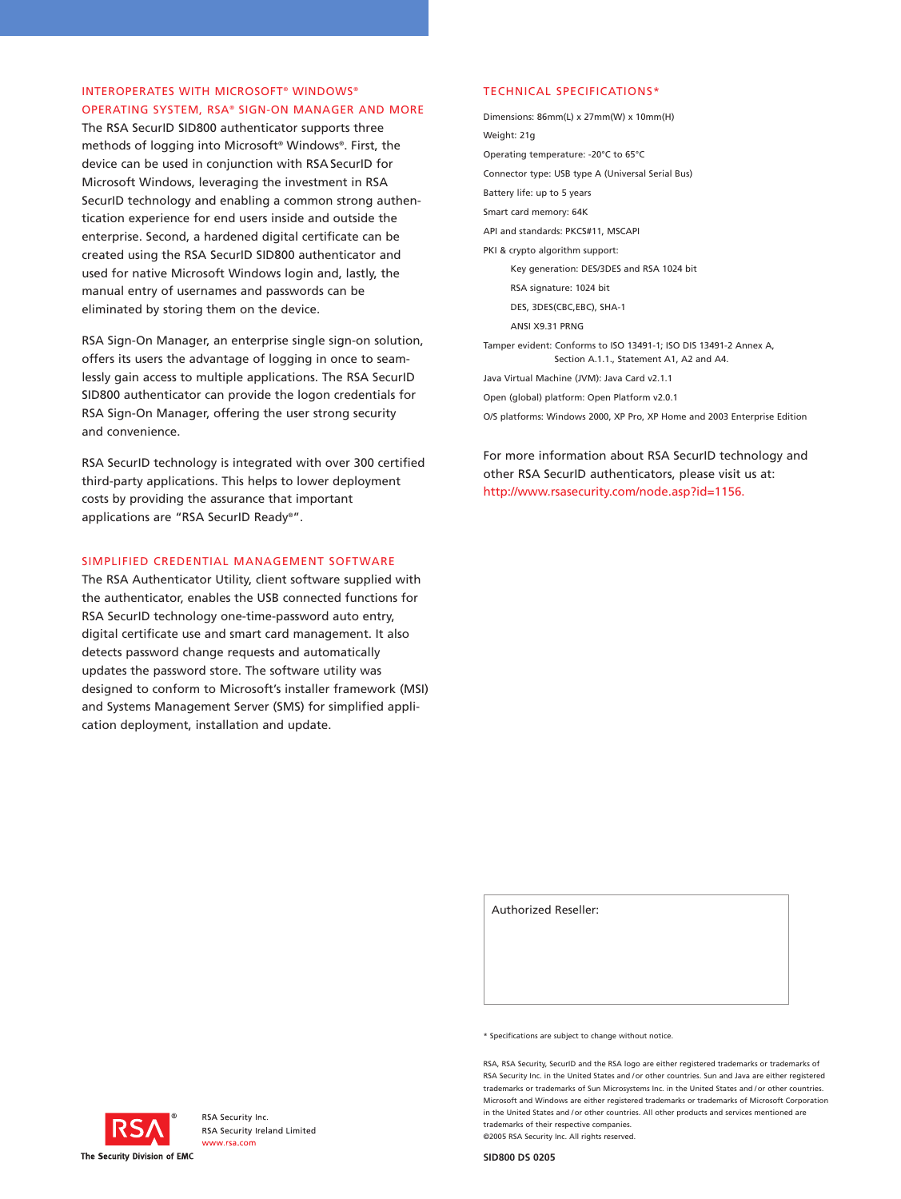## INTEROPERATES WITH MICROSOFT® WINDOWS® OPERATING SYSTEM, RSA® SIGN-ON MANAGER AND MORE

The RSA SecurID SID800 authenticator supports three methods of logging into Microsoft® Windows®. First, the device can be used in conjunction with RSA SecurID for Microsoft Windows, leveraging the investment in RSA SecurID technology and enabling a common strong authentication experience for end users inside and outside the enterprise. Second, a hardened digital certificate can be created using the RSA SecurID SID800 authenticator and used for native Microsoft Windows login and, lastly, the manual entry of usernames and passwords can be eliminated by storing them on the device.

RSA Sign-On Manager, an enterprise single sign-on solution, offers its users the advantage of logging in once to seamlessly gain access to multiple applications. The RSA SecurID SID800 authenticator can provide the logon credentials for RSA Sign-On Manager, offering the user strong security and convenience.

RSA SecurID technology is integrated with over 300 certified third-party applications. This helps to lower deployment costs by providing the assurance that important applications are "RSA SecurID Ready®".

## SIMPLIFIED CREDENTIAL MANAGEMENT SOFTWARE

The RSA Authenticator Utility, client software supplied with the authenticator, enables the USB connected functions for RSA SecurID technology one-time-password auto entry, digital certificate use and smart card management. It also detects password change requests and automatically updates the password store. The software utility was designed to conform to Microsoft's installer framework (MSI) and Systems Management Server (SMS) for simplified application deployment, installation and update.

## TECHNICAL SPECIFICATIONS*

Dimensions: 86mm(L) x 27mm(W) x 10mm(H)

Weight: 21g

Operating temperature: -20°C to 65°C

Connector type: USB type A (Universal Serial Bus)

Battery life: up to 5 years

Smart card memory: 64K

API and standards: PKCS#11, MSCAPI

PKI & crypto algorithm support:

- Key generation: DES/3DES and RSA 1024 bit
- RSA signature: 1024 bit
- DES, 3DES(CBC,EBC), SHA-1
- ANSI X9.31 PRNG

Tamper evident: Conforms to ISO 13491-1; ISO DIS 13491-2 Annex A, Section A.1.1., Statement A1, A2 and A4.

Java Virtual Machine (JVM): Java Card v2.1.1

Open (global) platform: Open Platform v2.0.1

O/S platforms: Windows 2000, XP Pro, XP Home and 2003 Enterprise Edition

For more information about RSA SecurID technology and other RSA SecurID authenticators, please visit us at: http://www.rsasecurity.com/node.asp?id=1156.

Authorized Reseller:

* Specifications are subject to change without notice.

RSA, RSA Security, SecurID and the RSA logo are either registered trademarks or trademarks of RSA Security Inc. in the United States and / or other countries. Sun and Java are either registered trademarks or trademarks of Sun Microsystems Inc. in the United States and / or other countries. Microsoft and Windows are either registered trademarks or trademarks of Microsoft Corporation in the United States and / or other countries. All other products and services mentioned are trademarks of their respective companies.
©2005 RSA Security Inc. All rights reserved.

**SID800 DS 0205**

RSA®
The Security Division of EMC

RSA Security Inc.
RSA Security Ireland Limited
www.rsa.com